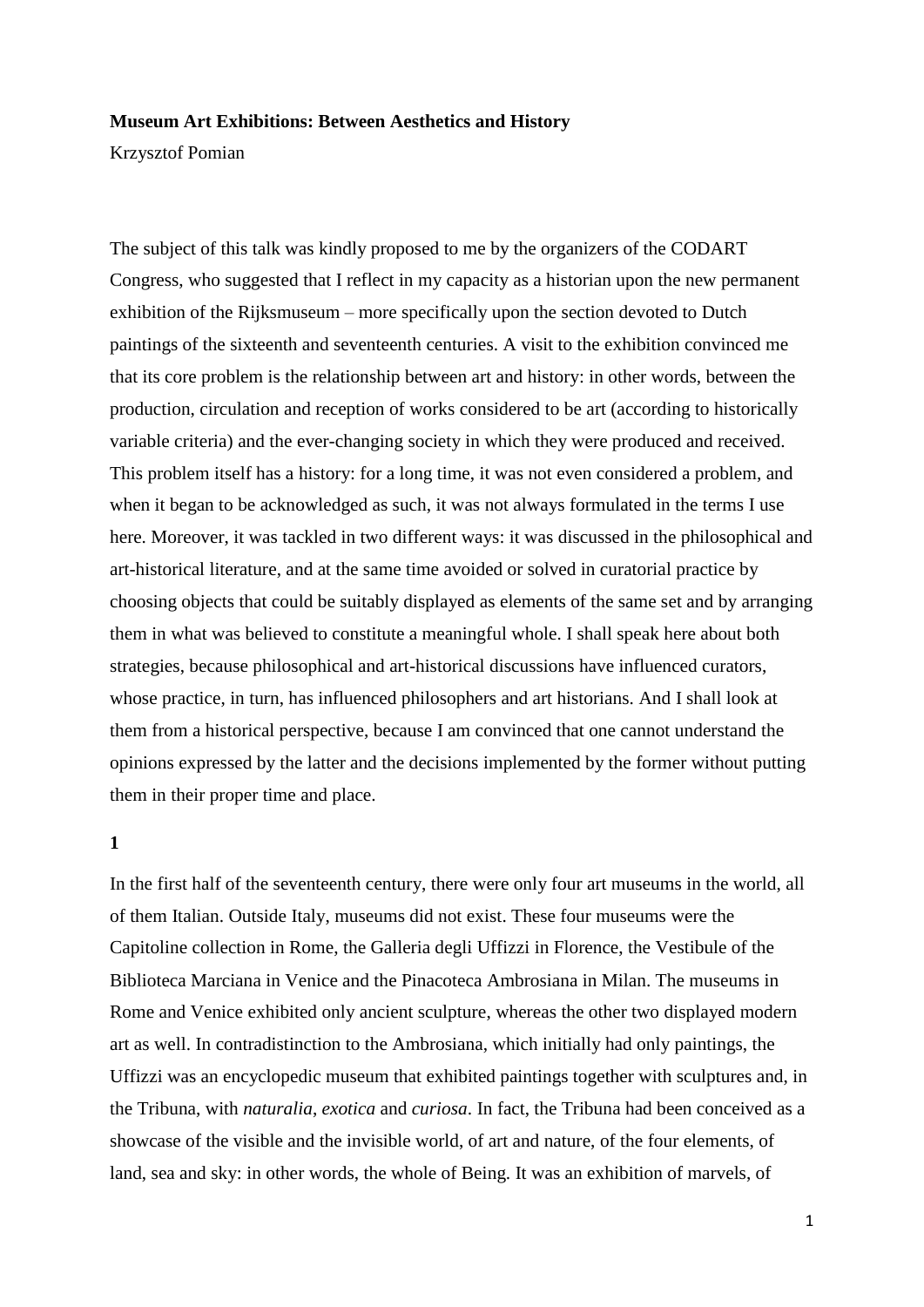**Museum Art Exhibitions: Between Aesthetics and History**

Krzysztof Pomian

The subject of this talk was kindly proposed to me by the organizers of the CODART Congress, who suggested that I reflect in my capacity as a historian upon the new permanent exhibition of the Rijksmuseum – more specifically upon the section devoted to Dutch paintings of the sixteenth and seventeenth centuries. A visit to the exhibition convinced me that its core problem is the relationship between art and history: in other words, between the production, circulation and reception of works considered to be art (according to historically variable criteria) and the ever-changing society in which they were produced and received. This problem itself has a history: for a long time, it was not even considered a problem, and when it began to be acknowledged as such, it was not always formulated in the terms I use here. Moreover, it was tackled in two different ways: it was discussed in the philosophical and art-historical literature, and at the same time avoided or solved in curatorial practice by choosing objects that could be suitably displayed as elements of the same set and by arranging them in what was believed to constitute a meaningful whole. I shall speak here about both strategies, because philosophical and art-historical discussions have influenced curators, whose practice, in turn, has influenced philosophers and art historians. And I shall look at them from a historical perspective, because I am convinced that one cannot understand the opinions expressed by the latter and the decisions implemented by the former without putting them in their proper time and place.

**1**

In the first half of the seventeenth century, there were only four art museums in the world, all of them Italian. Outside Italy, museums did not exist. These four museums were the Capitoline collection in Rome, the Galleria degli Uffizzi in Florence, the Vestibule of the Biblioteca Marciana in Venice and the Pinacoteca Ambrosiana in Milan. The museums in Rome and Venice exhibited only ancient sculpture, whereas the other two displayed modern art as well. In contradistinction to the Ambrosiana, which initially had only paintings, the Uffizzi was an encyclopedic museum that exhibited paintings together with sculptures and, in the Tribuna, with *naturalia*, *exotica* and *curiosa*. In fact, the Tribuna had been conceived as a showcase of the visible and the invisible world, of art and nature, of the four elements, of land, sea and sky: in other words, the whole of Being. It was an exhibition of marvels, of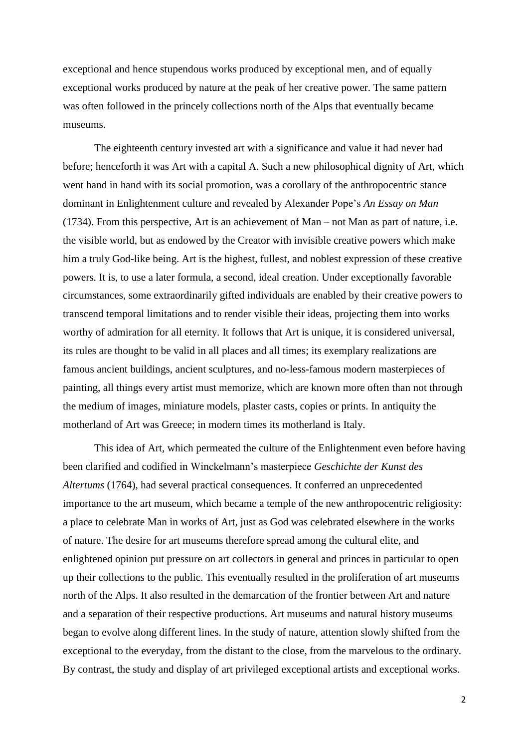exceptional and hence stupendous works produced by exceptional men, and of equally exceptional works produced by nature at the peak of her creative power. The same pattern was often followed in the princely collections north of the Alps that eventually became museums.

The eighteenth century invested art with a significance and value it had never had before; henceforth it was Art with a capital A. Such a new philosophical dignity of Art, which went hand in hand with its social promotion, was a corollary of the anthropocentric stance dominant in Enlightenment culture and revealed by Alexander Pope's *An Essay on Man* (1734). From this perspective, Art is an achievement of Man – not Man as part of nature, i.e. the visible world, but as endowed by the Creator with invisible creative powers which make him a truly God-like being. Art is the highest, fullest, and noblest expression of these creative powers. It is, to use a later formula, a second, ideal creation. Under exceptionally favorable circumstances, some extraordinarily gifted individuals are enabled by their creative powers to transcend temporal limitations and to render visible their ideas, projecting them into works worthy of admiration for all eternity. It follows that Art is unique, it is considered universal, its rules are thought to be valid in all places and all times; its exemplary realizations are famous ancient buildings, ancient sculptures, and no-less-famous modern masterpieces of painting, all things every artist must memorize, which are known more often than not through the medium of images, miniature models, plaster casts, copies or prints. In antiquity the motherland of Art was Greece; in modern times its motherland is Italy.

This idea of Art, which permeated the culture of the Enlightenment even before having been clarified and codified in Winckelmann's masterpiece *Geschichte der Kunst des Altertums* (1764), had several practical consequences. It conferred an unprecedented importance to the art museum, which became a temple of the new anthropocentric religiosity: a place to celebrate Man in works of Art, just as God was celebrated elsewhere in the works of nature. The desire for art museums therefore spread among the cultural elite, and enlightened opinion put pressure on art collectors in general and princes in particular to open up their collections to the public. This eventually resulted in the proliferation of art museums north of the Alps. It also resulted in the demarcation of the frontier between Art and nature and a separation of their respective productions. Art museums and natural history museums began to evolve along different lines. In the study of nature, attention slowly shifted from the exceptional to the everyday, from the distant to the close, from the marvelous to the ordinary. By contrast, the study and display of art privileged exceptional artists and exceptional works.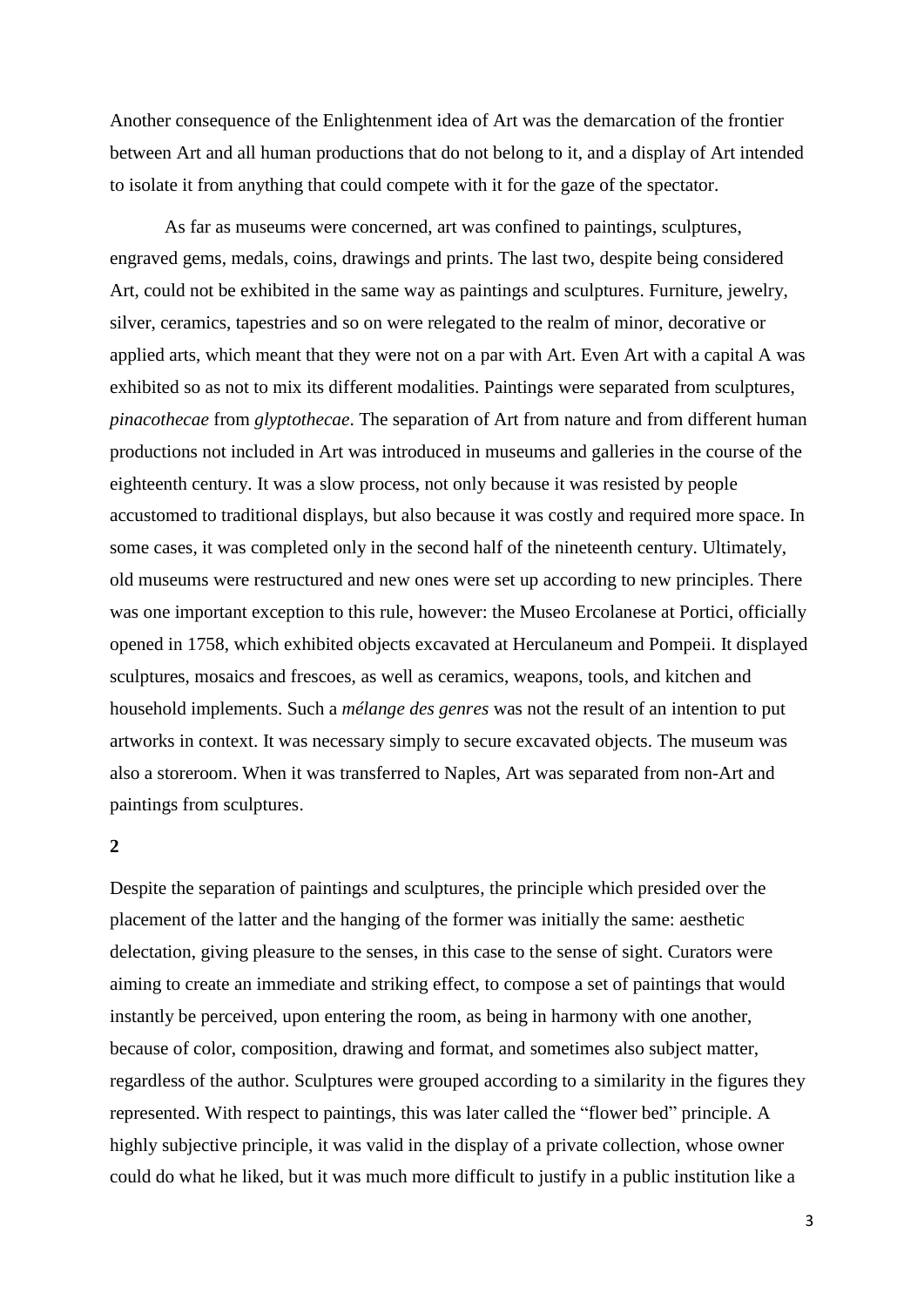Another consequence of the Enlightenment idea of Art was the demarcation of the frontier between Art and all human productions that do not belong to it, and a display of Art intended to isolate it from anything that could compete with it for the gaze of the spectator.

As far as museums were concerned, art was confined to paintings, sculptures, engraved gems, medals, coins, drawings and prints. The last two, despite being considered Art, could not be exhibited in the same way as paintings and sculptures. Furniture, jewelry, silver, ceramics, tapestries and so on were relegated to the realm of minor, decorative or applied arts, which meant that they were not on a par with Art. Even Art with a capital A was exhibited so as not to mix its different modalities. Paintings were separated from sculptures, *pinacothecae* from *glyptothecae*. The separation of Art from nature and from different human productions not included in Art was introduced in museums and galleries in the course of the eighteenth century. It was a slow process, not only because it was resisted by people accustomed to traditional displays, but also because it was costly and required more space. In some cases, it was completed only in the second half of the nineteenth century. Ultimately, old museums were restructured and new ones were set up according to new principles. There was one important exception to this rule, however: the Museo Ercolanese at Portici, officially opened in 1758, which exhibited objects excavated at Herculaneum and Pompeii. It displayed sculptures, mosaics and frescoes, as well as ceramics, weapons, tools, and kitchen and household implements. Such a *mélange des genres* was not the result of an intention to put artworks in context. It was necessary simply to secure excavated objects. The museum was also a storeroom. When it was transferred to Naples, Art was separated from non-Art and paintings from sculptures.

## 2

Despite the separation of paintings and sculptures, the principle which presided over the placement of the latter and the hanging of the former was initially the same: aesthetic delectation, giving pleasure to the senses, in this case to the sense of sight. Curators were aiming to create an immediate and striking effect, to compose a set of paintings that would instantly be perceived, upon entering the room, as being in harmony with one another, because of color, composition, drawing and format, and sometimes also subject matter, regardless of the author. Sculptures were grouped according to a similarity in the figures they represented. With respect to paintings, this was later called the "flower bed" principle. A highly subjective principle, it was valid in the display of a private collection, whose owner could do what he liked, but it was much more difficult to justify in a public institution like a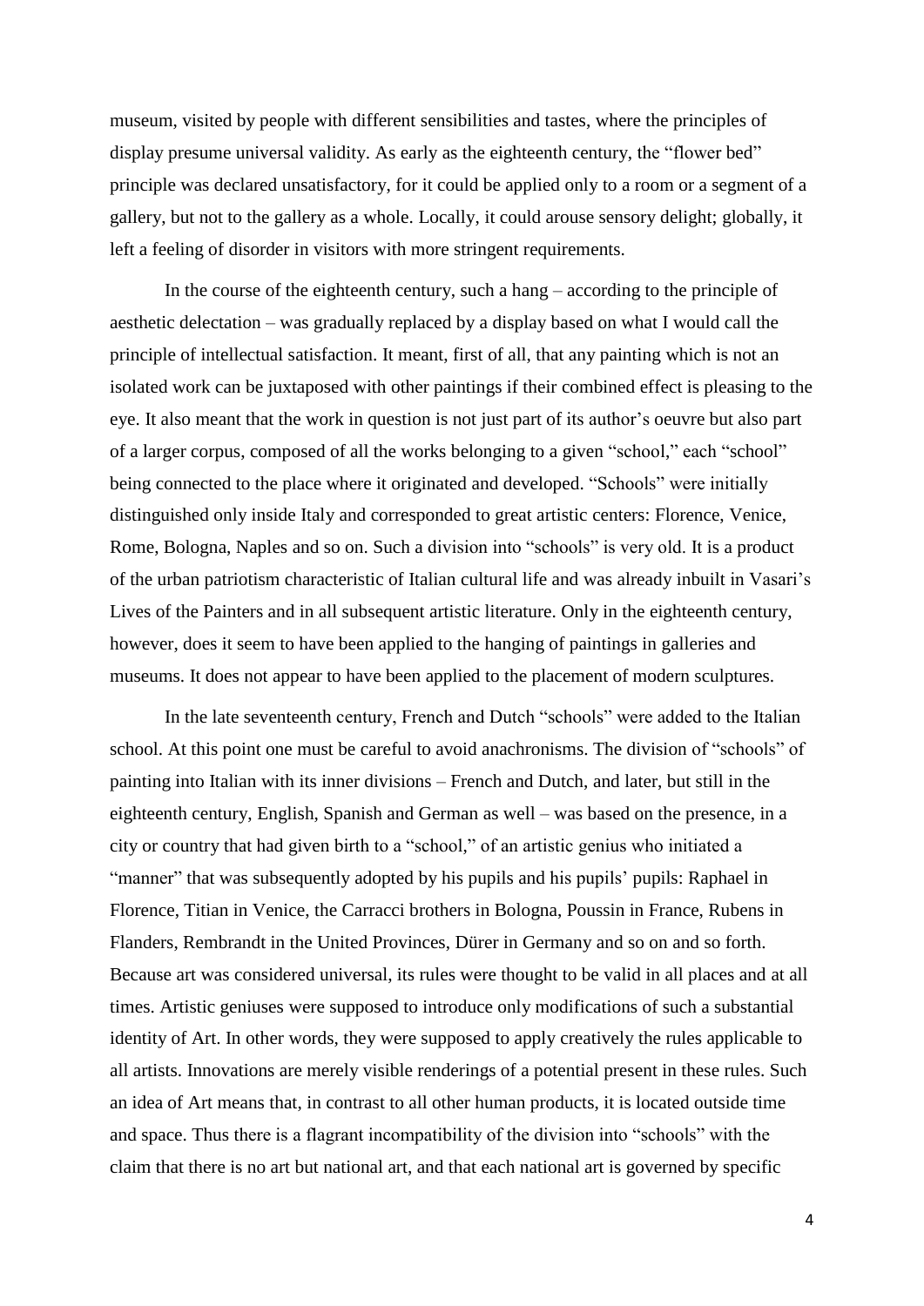museum, visited by people with different sensibilities and tastes, where the principles of display presume universal validity. As early as the eighteenth century, the "flower bed" principle was declared unsatisfactory, for it could be applied only to a room or a segment of a gallery, but not to the gallery as a whole. Locally, it could arouse sensory delight; globally, it left a feeling of disorder in visitors with more stringent requirements.

In the course of the eighteenth century, such a hang – according to the principle of aesthetic delectation – was gradually replaced by a display based on what I would call the principle of intellectual satisfaction. It meant, first of all, that any painting which is not an isolated work can be juxtaposed with other paintings if their combined effect is pleasing to the eye. It also meant that the work in question is not just part of its author's oeuvre but also part of a larger corpus, composed of all the works belonging to a given "school," each "school" being connected to the place where it originated and developed. "Schools" were initially distinguished only inside Italy and corresponded to great artistic centers: Florence, Venice, Rome, Bologna, Naples and so on. Such a division into "schools" is very old. It is a product of the urban patriotism characteristic of Italian cultural life and was already inbuilt in Vasari's Lives of the Painters and in all subsequent artistic literature. Only in the eighteenth century, however, does it seem to have been applied to the hanging of paintings in galleries and museums. It does not appear to have been applied to the placement of modern sculptures.

In the late seventeenth century, French and Dutch "schools" were added to the Italian school. At this point one must be careful to avoid anachronisms. The division of "schools" of painting into Italian with its inner divisions – French and Dutch, and later, but still in the eighteenth century, English, Spanish and German as well – was based on the presence, in a city or country that had given birth to a "school," of an artistic genius who initiated a "manner" that was subsequently adopted by his pupils and his pupils' pupils: Raphael in Florence, Titian in Venice, the Carracci brothers in Bologna, Poussin in France, Rubens in Flanders, Rembrandt in the United Provinces, Dürer in Germany and so on and so forth. Because art was considered universal, its rules were thought to be valid in all places and at all times. Artistic geniuses were supposed to introduce only modifications of such a substantial identity of Art. In other words, they were supposed to apply creatively the rules applicable to all artists. Innovations are merely visible renderings of a potential present in these rules. Such an idea of Art means that, in contrast to all other human products, it is located outside time and space. Thus there is a flagrant incompatibility of the division into "schools" with the claim that there is no art but national art, and that each national art is governed by specific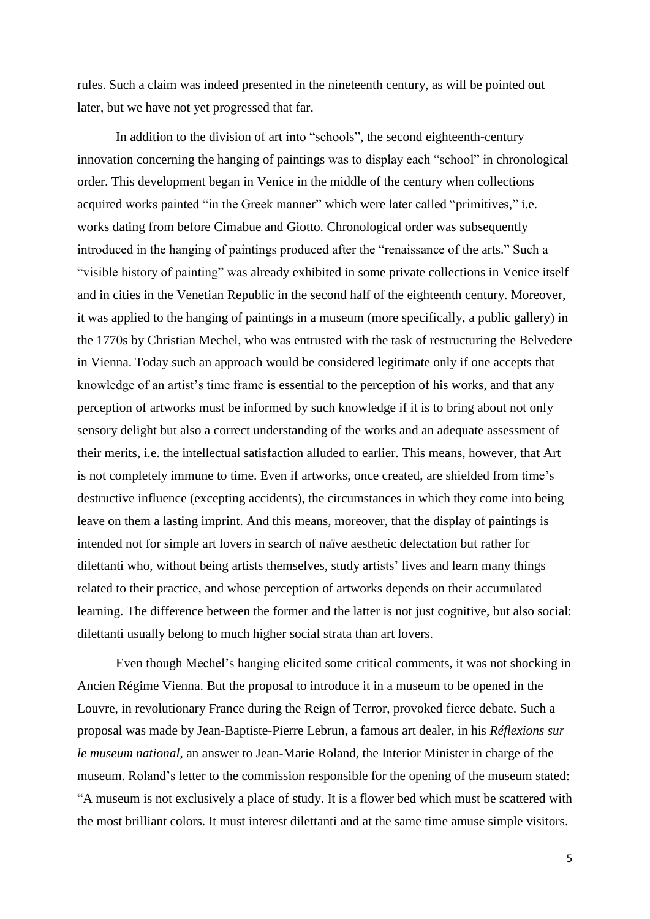rules. Such a claim was indeed presented in the nineteenth century, as will be pointed out later, but we have not yet progressed that far.

In addition to the division of art into "schools", the second eighteenth-century innovation concerning the hanging of paintings was to display each "school" in chronological order. This development began in Venice in the middle of the century when collections acquired works painted "in the Greek manner" which were later called "primitives," i.e. works dating from before Cimabue and Giotto. Chronological order was subsequently introduced in the hanging of paintings produced after the "renaissance of the arts." Such a "visible history of painting" was already exhibited in some private collections in Venice itself and in cities in the Venetian Republic in the second half of the eighteenth century. Moreover, it was applied to the hanging of paintings in a museum (more specifically, a public gallery) in the 1770s by Christian Mechel, who was entrusted with the task of restructuring the Belvedere in Vienna. Today such an approach would be considered legitimate only if one accepts that knowledge of an artist's time frame is essential to the perception of his works, and that any perception of artworks must be informed by such knowledge if it is to bring about not only sensory delight but also a correct understanding of the works and an adequate assessment of their merits, i.e. the intellectual satisfaction alluded to earlier. This means, however, that Art is not completely immune to time. Even if artworks, once created, are shielded from time's destructive influence (excepting accidents), the circumstances in which they come into being leave on them a lasting imprint. And this means, moreover, that the display of paintings is intended not for simple art lovers in search of naïve aesthetic delectation but rather for dilettanti who, without being artists themselves, study artists' lives and learn many things related to their practice, and whose perception of artworks depends on their accumulated learning. The difference between the former and the latter is not just cognitive, but also social: dilettanti usually belong to much higher social strata than art lovers.

Even though Mechel's hanging elicited some critical comments, it was not shocking in Ancien Régime Vienna. But the proposal to introduce it in a museum to be opened in the Louvre, in revolutionary France during the Reign of Terror, provoked fierce debate. Such a proposal was made by Jean-Baptiste-Pierre Lebrun, a famous art dealer, in his *Réflexions sur le museum national*, an answer to Jean-Marie Roland, the Interior Minister in charge of the museum. Roland's letter to the commission responsible for the opening of the museum stated: "A museum is not exclusively a place of study. It is a flower bed which must be scattered with the most brilliant colors. It must interest dilettanti and at the same time amuse simple visitors.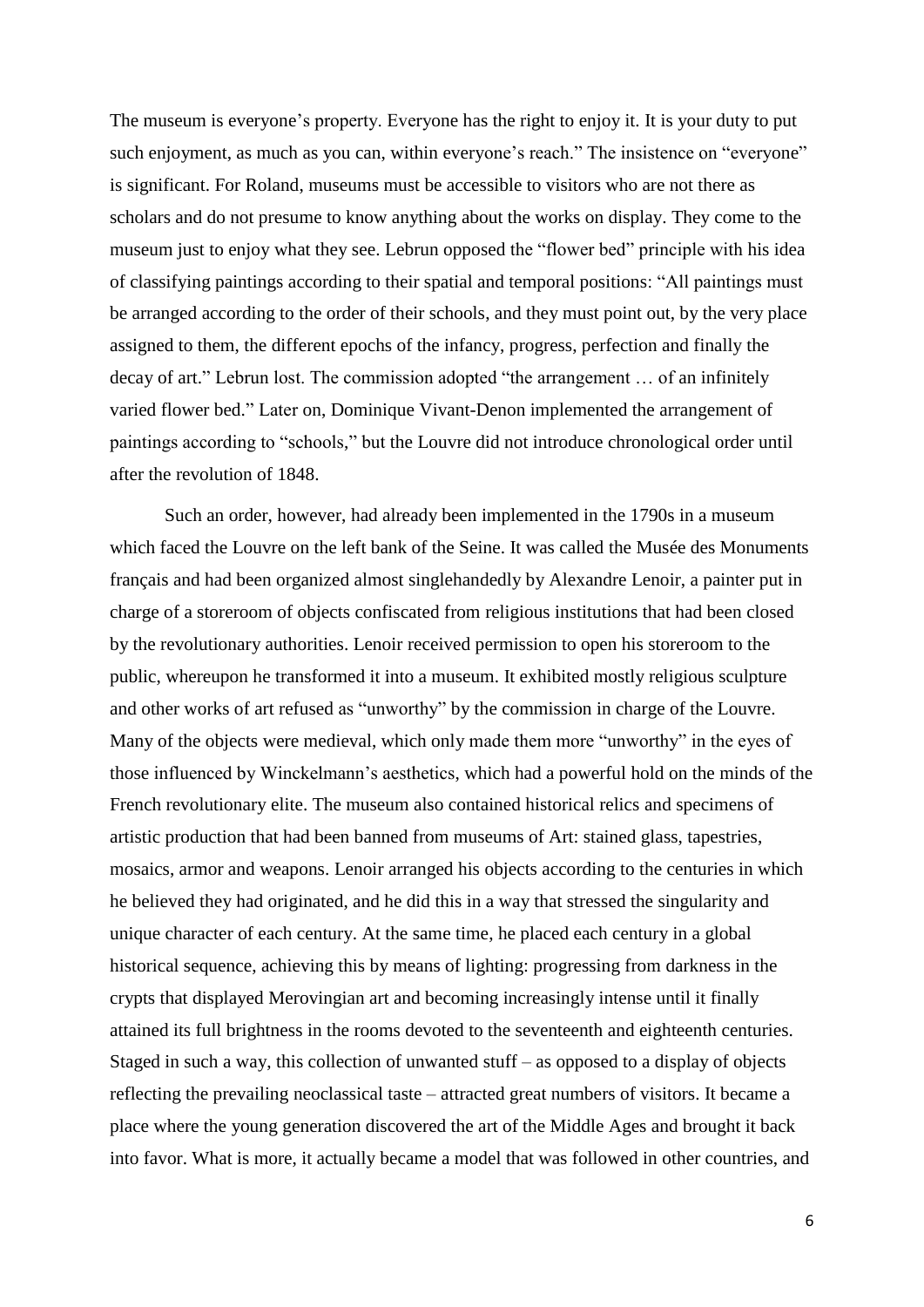The museum is everyone's property. Everyone has the right to enjoy it. It is your duty to put such enjoyment, as much as you can, within everyone's reach." The insistence on "everyone" is significant. For Roland, museums must be accessible to visitors who are not there as scholars and do not presume to know anything about the works on display. They come to the museum just to enjoy what they see. Lebrun opposed the "flower bed" principle with his idea of classifying paintings according to their spatial and temporal positions: "All paintings must be arranged according to the order of their schools, and they must point out, by the very place assigned to them, the different epochs of the infancy, progress, perfection and finally the decay of art." Lebrun lost. The commission adopted "the arrangement … of an infinitely varied flower bed." Later on, Dominique Vivant-Denon implemented the arrangement of paintings according to "schools," but the Louvre did not introduce chronological order until after the revolution of 1848.

Such an order, however, had already been implemented in the 1790s in a museum which faced the Louvre on the left bank of the Seine. It was called the Musée des Monuments français and had been organized almost singlehandedly by Alexandre Lenoir, a painter put in charge of a storeroom of objects confiscated from religious institutions that had been closed by the revolutionary authorities. Lenoir received permission to open his storeroom to the public, whereupon he transformed it into a museum. It exhibited mostly religious sculpture and other works of art refused as "unworthy" by the commission in charge of the Louvre. Many of the objects were medieval, which only made them more "unworthy" in the eyes of those influenced by Winckelmann's aesthetics, which had a powerful hold on the minds of the French revolutionary elite. The museum also contained historical relics and specimens of artistic production that had been banned from museums of Art: stained glass, tapestries, mosaics, armor and weapons. Lenoir arranged his objects according to the centuries in which he believed they had originated, and he did this in a way that stressed the singularity and unique character of each century. At the same time, he placed each century in a global historical sequence, achieving this by means of lighting: progressing from darkness in the crypts that displayed Merovingian art and becoming increasingly intense until it finally attained its full brightness in the rooms devoted to the seventeenth and eighteenth centuries. Staged in such a way, this collection of unwanted stuff – as opposed to a display of objects reflecting the prevailing neoclassical taste – attracted great numbers of visitors. It became a place where the young generation discovered the art of the Middle Ages and brought it back into favor. What is more, it actually became a model that was followed in other countries, and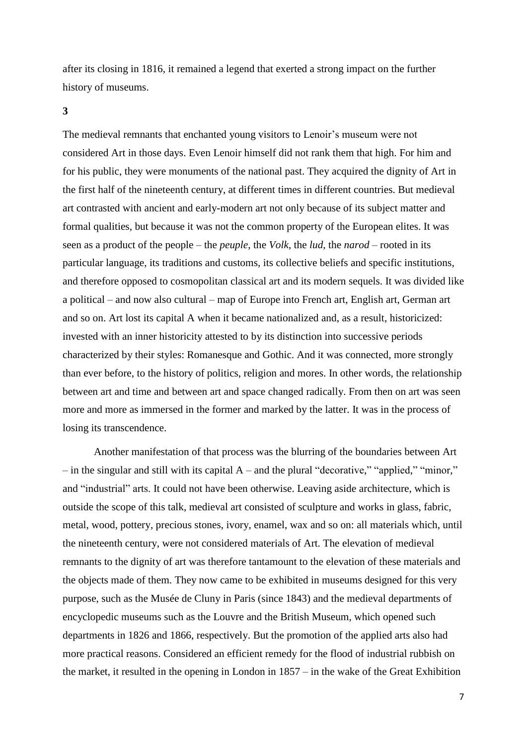after its closing in 1816, it remained a legend that exerted a strong impact on the further history of museums.

**3**

The medieval remnants that enchanted young visitors to Lenoir's museum were not considered Art in those days. Even Lenoir himself did not rank them that high. For him and for his public, they were monuments of the national past. They acquired the dignity of Art in the first half of the nineteenth century, at different times in different countries. But medieval art contrasted with ancient and early-modern art not only because of its subject matter and formal qualities, but because it was not the common property of the European elites. It was seen as a product of the people – the *peuple*, the *Volk*, the *lud*, the *narod* – rooted in its particular language, its traditions and customs, its collective beliefs and specific institutions, and therefore opposed to cosmopolitan classical art and its modern sequels. It was divided like a political – and now also cultural – map of Europe into French art, English art, German art and so on. Art lost its capital A when it became nationalized and, as a result, historicized: invested with an inner historicity attested to by its distinction into successive periods characterized by their styles: Romanesque and Gothic. And it was connected, more strongly than ever before, to the history of politics, religion and mores. In other words, the relationship between art and time and between art and space changed radically. From then on art was seen more and more as immersed in the former and marked by the latter. It was in the process of losing its transcendence.

Another manifestation of that process was the blurring of the boundaries between Art – in the singular and still with its capital A – and the plural "decorative," "applied," "minor," and "industrial" arts. It could not have been otherwise. Leaving aside architecture, which is outside the scope of this talk, medieval art consisted of sculpture and works in glass, fabric, metal, wood, pottery, precious stones, ivory, enamel, wax and so on: all materials which, until the nineteenth century, were not considered materials of Art. The elevation of medieval remnants to the dignity of art was therefore tantamount to the elevation of these materials and the objects made of them. They now came to be exhibited in museums designed for this very purpose, such as the Musée de Cluny in Paris (since 1843) and the medieval departments of encyclopedic museums such as the Louvre and the British Museum, which opened such departments in 1826 and 1866, respectively. But the promotion of the applied arts also had more practical reasons. Considered an efficient remedy for the flood of industrial rubbish on the market, it resulted in the opening in London in 1857 – in the wake of the Great Exhibition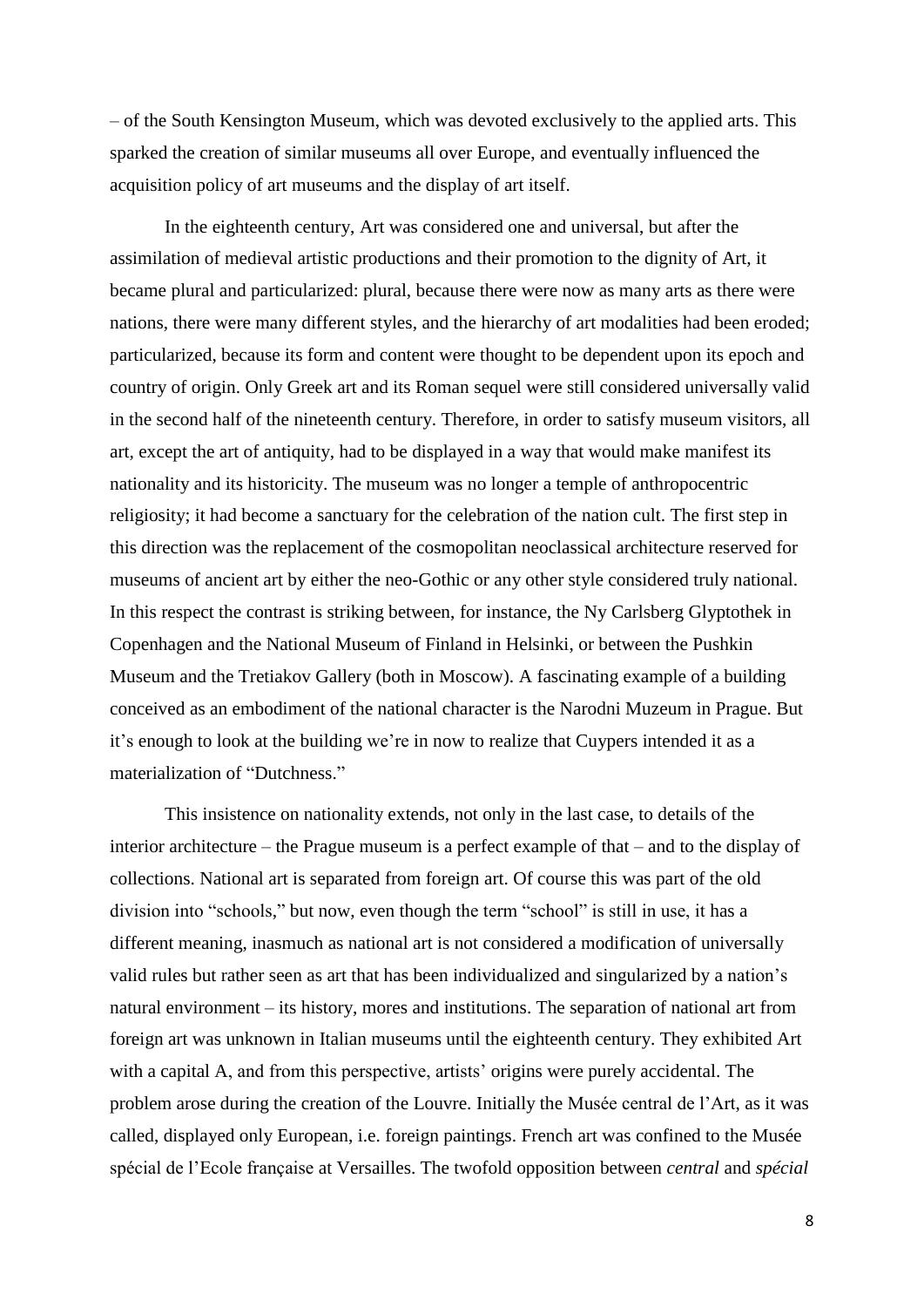– of the South Kensington Museum, which was devoted exclusively to the applied arts. This sparked the creation of similar museums all over Europe, and eventually influenced the acquisition policy of art museums and the display of art itself.

In the eighteenth century, Art was considered one and universal, but after the assimilation of medieval artistic productions and their promotion to the dignity of Art, it became plural and particularized: plural, because there were now as many arts as there were nations, there were many different styles, and the hierarchy of art modalities had been eroded; particularized, because its form and content were thought to be dependent upon its epoch and country of origin. Only Greek art and its Roman sequel were still considered universally valid in the second half of the nineteenth century. Therefore, in order to satisfy museum visitors, all art, except the art of antiquity, had to be displayed in a way that would make manifest its nationality and its historicity. The museum was no longer a temple of anthropocentric religiosity; it had become a sanctuary for the celebration of the nation cult. The first step in this direction was the replacement of the cosmopolitan neoclassical architecture reserved for museums of ancient art by either the neo-Gothic or any other style considered truly national. In this respect the contrast is striking between, for instance, the Ny Carlsberg Glyptothek in Copenhagen and the National Museum of Finland in Helsinki, or between the Pushkin Museum and the Tretiakov Gallery (both in Moscow). A fascinating example of a building conceived as an embodiment of the national character is the Narodni Muzeum in Prague. But it's enough to look at the building we're in now to realize that Cuypers intended it as a materialization of "Dutchness."

This insistence on nationality extends, not only in the last case, to details of the interior architecture – the Prague museum is a perfect example of that – and to the display of collections. National art is separated from foreign art. Of course this was part of the old division into "schools," but now, even though the term "school" is still in use, it has a different meaning, inasmuch as national art is not considered a modification of universally valid rules but rather seen as art that has been individualized and singularized by a nation's natural environment – its history, mores and institutions. The separation of national art from foreign art was unknown in Italian museums until the eighteenth century. They exhibited Art with a capital A, and from this perspective, artists' origins were purely accidental. The problem arose during the creation of the Louvre. Initially the Musée central de l'Art, as it was called, displayed only European, i.e. foreign paintings. French art was confined to the Musée spécial de l'Ecole française at Versailles. The twofold opposition between *central* and *spécial*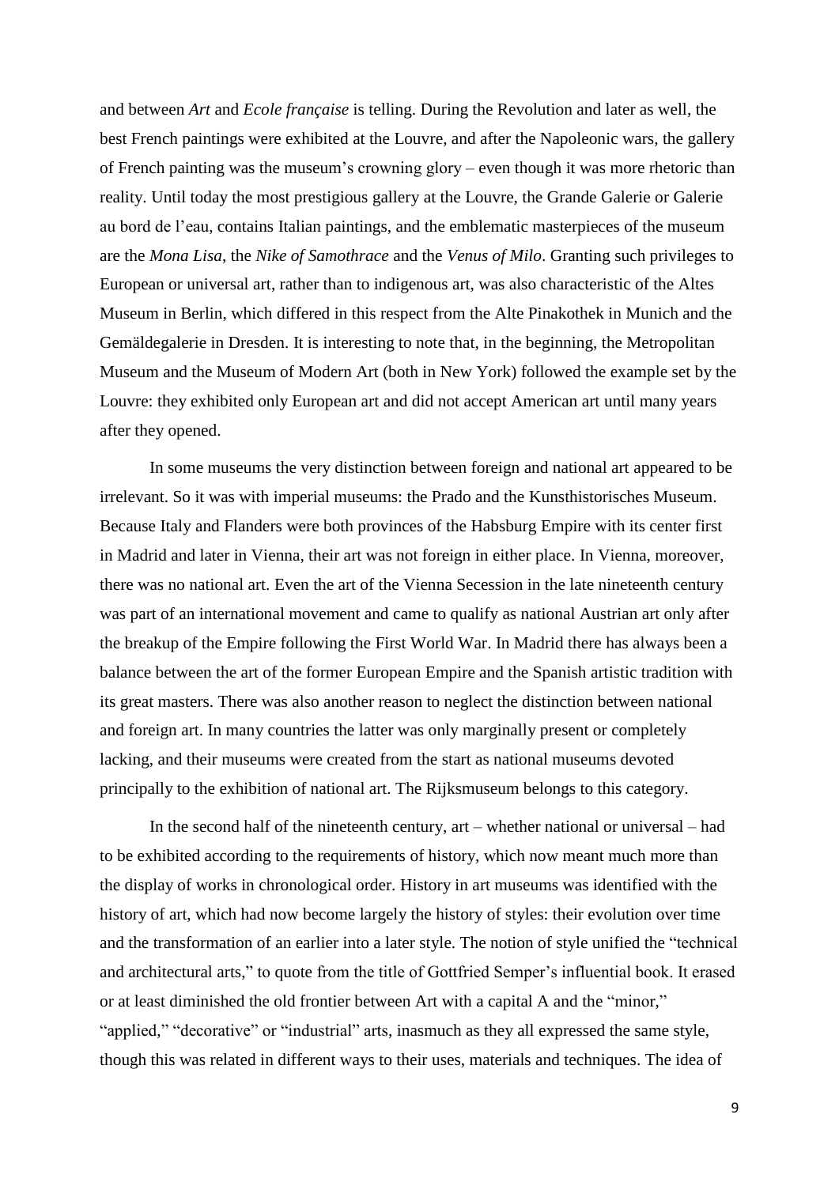and between *Art* and *Ecole française* is telling. During the Revolution and later as well, the best French paintings were exhibited at the Louvre, and after the Napoleonic wars, the gallery of French painting was the museum's crowning glory – even though it was more rhetoric than reality. Until today the most prestigious gallery at the Louvre, the Grande Galerie or Galerie au bord de l'eau, contains Italian paintings, and the emblematic masterpieces of the museum are the *Mona Lisa*, the *Nike of Samothrace* and the *Venus of Milo*. Granting such privileges to European or universal art, rather than to indigenous art, was also characteristic of the Altes Museum in Berlin, which differed in this respect from the Alte Pinakothek in Munich and the Gemäldegalerie in Dresden. It is interesting to note that, in the beginning, the Metropolitan Museum and the Museum of Modern Art (both in New York) followed the example set by the Louvre: they exhibited only European art and did not accept American art until many years after they opened.

In some museums the very distinction between foreign and national art appeared to be irrelevant. So it was with imperial museums: the Prado and the Kunsthistorisches Museum. Because Italy and Flanders were both provinces of the Habsburg Empire with its center first in Madrid and later in Vienna, their art was not foreign in either place. In Vienna, moreover, there was no national art. Even the art of the Vienna Secession in the late nineteenth century was part of an international movement and came to qualify as national Austrian art only after the breakup of the Empire following the First World War. In Madrid there has always been a balance between the art of the former European Empire and the Spanish artistic tradition with its great masters. There was also another reason to neglect the distinction between national and foreign art. In many countries the latter was only marginally present or completely lacking, and their museums were created from the start as national museums devoted principally to the exhibition of national art. The Rijksmuseum belongs to this category.

In the second half of the nineteenth century, art – whether national or universal – had to be exhibited according to the requirements of history, which now meant much more than the display of works in chronological order. History in art museums was identified with the history of art, which had now become largely the history of styles: their evolution over time and the transformation of an earlier into a later style. The notion of style unified the "technical and architectural arts," to quote from the title of Gottfried Semper's influential book. It erased or at least diminished the old frontier between Art with a capital A and the "minor," "applied," "decorative" or "industrial" arts, inasmuch as they all expressed the same style, though this was related in different ways to their uses, materials and techniques. The idea of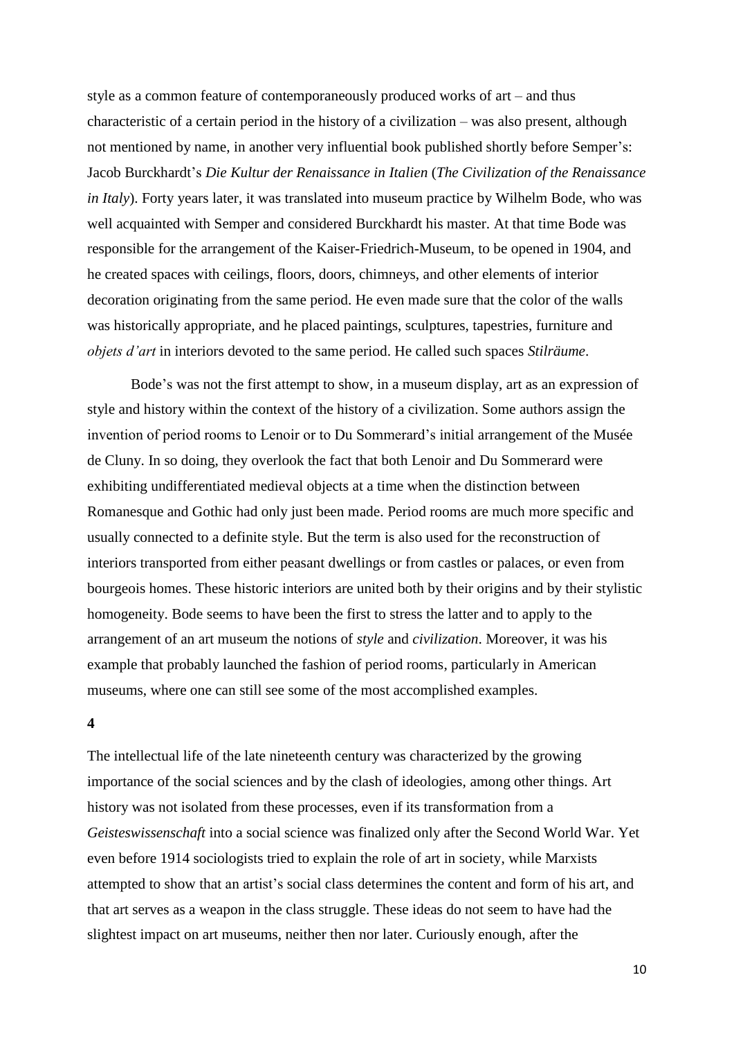style as a common feature of contemporaneously produced works of art – and thus characteristic of a certain period in the history of a civilization – was also present, although not mentioned by name, in another very influential book published shortly before Semper's: Jacob Burckhardt's *Die Kultur der Renaissance in Italien* (*The Civilization of the Renaissance in Italy*). Forty years later, it was translated into museum practice by Wilhelm Bode, who was well acquainted with Semper and considered Burckhardt his master. At that time Bode was responsible for the arrangement of the Kaiser-Friedrich-Museum, to be opened in 1904, and he created spaces with ceilings, floors, doors, chimneys, and other elements of interior decoration originating from the same period. He even made sure that the color of the walls was historically appropriate, and he placed paintings, sculptures, tapestries, furniture and *objets d'art* in interiors devoted to the same period. He called such spaces *Stilräume*.

Bode's was not the first attempt to show, in a museum display, art as an expression of style and history within the context of the history of a civilization. Some authors assign the invention of period rooms to Lenoir or to Du Sommerard's initial arrangement of the Musée de Cluny. In so doing, they overlook the fact that both Lenoir and Du Sommerard were exhibiting undifferentiated medieval objects at a time when the distinction between Romanesque and Gothic had only just been made. Period rooms are much more specific and usually connected to a definite style. But the term is also used for the reconstruction of interiors transported from either peasant dwellings or from castles or palaces, or even from bourgeois homes. These historic interiors are united both by their origins and by their stylistic homogeneity. Bode seems to have been the first to stress the latter and to apply to the arrangement of an art museum the notions of *style* and *civilization*. Moreover, it was his example that probably launched the fashion of period rooms, particularly in American museums, where one can still see some of the most accomplished examples.

**4**

The intellectual life of the late nineteenth century was characterized by the growing importance of the social sciences and by the clash of ideologies, among other things. Art history was not isolated from these processes, even if its transformation from a *Geisteswissenschaft* into a social science was finalized only after the Second World War. Yet even before 1914 sociologists tried to explain the role of art in society, while Marxists attempted to show that an artist's social class determines the content and form of his art, and that art serves as a weapon in the class struggle. These ideas do not seem to have had the slightest impact on art museums, neither then nor later. Curiously enough, after the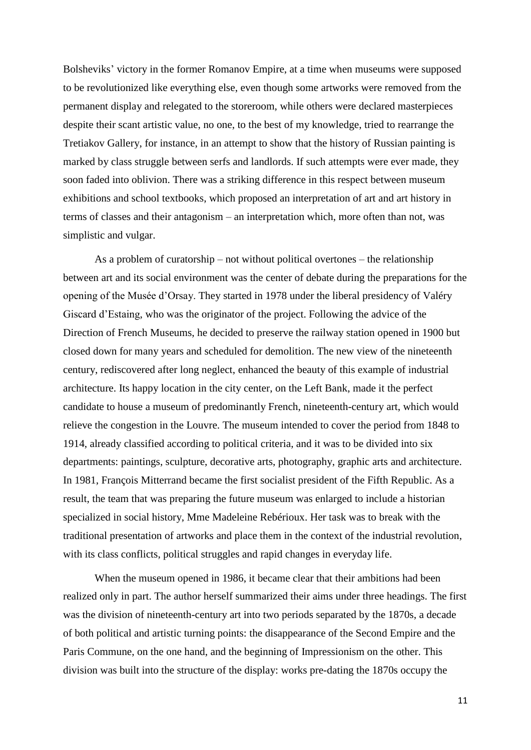Bolsheviks' victory in the former Romanov Empire, at a time when museums were supposed to be revolutionized like everything else, even though some artworks were removed from the permanent display and relegated to the storeroom, while others were declared masterpieces despite their scant artistic value, no one, to the best of my knowledge, tried to rearrange the Tretiakov Gallery, for instance, in an attempt to show that the history of Russian painting is marked by class struggle between serfs and landlords. If such attempts were ever made, they soon faded into oblivion. There was a striking difference in this respect between museum exhibitions and school textbooks, which proposed an interpretation of art and art history in terms of classes and their antagonism – an interpretation which, more often than not, was simplistic and vulgar.

As a problem of curatorship – not without political overtones – the relationship between art and its social environment was the center of debate during the preparations for the opening of the Musée d'Orsay. They started in 1978 under the liberal presidency of Valéry Giscard d'Estaing, who was the originator of the project. Following the advice of the Direction of French Museums, he decided to preserve the railway station opened in 1900 but closed down for many years and scheduled for demolition. The new view of the nineteenth century, rediscovered after long neglect, enhanced the beauty of this example of industrial architecture. Its happy location in the city center, on the Left Bank, made it the perfect candidate to house a museum of predominantly French, nineteenth-century art, which would relieve the congestion in the Louvre. The museum intended to cover the period from 1848 to 1914, already classified according to political criteria, and it was to be divided into six departments: paintings, sculpture, decorative arts, photography, graphic arts and architecture. In 1981, François Mitterrand became the first socialist president of the Fifth Republic. As a result, the team that was preparing the future museum was enlarged to include a historian specialized in social history, Mme Madeleine Rebérioux. Her task was to break with the traditional presentation of artworks and place them in the context of the industrial revolution, with its class conflicts, political struggles and rapid changes in everyday life.

When the museum opened in 1986, it became clear that their ambitions had been realized only in part. The author herself summarized their aims under three headings. The first was the division of nineteenth-century art into two periods separated by the 1870s, a decade of both political and artistic turning points: the disappearance of the Second Empire and the Paris Commune, on the one hand, and the beginning of Impressionism on the other. This division was built into the structure of the display: works pre-dating the 1870s occupy the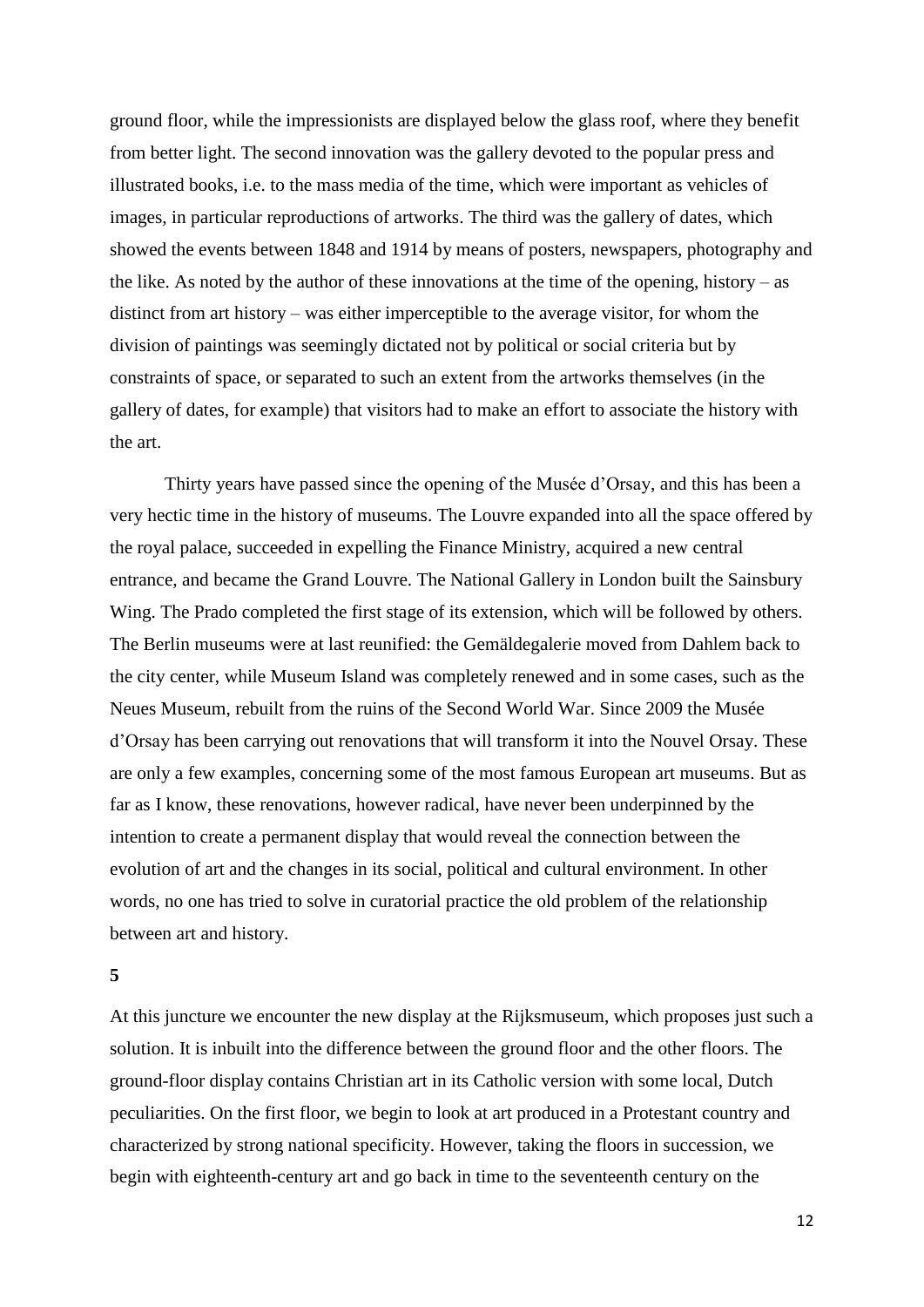ground floor, while the impressionists are displayed below the glass roof, where they benefit from better light. The second innovation was the gallery devoted to the popular press and illustrated books, i.e. to the mass media of the time, which were important as vehicles of images, in particular reproductions of artworks. The third was the gallery of dates, which showed the events between 1848 and 1914 by means of posters, newspapers, photography and the like. As noted by the author of these innovations at the time of the opening, history – as distinct from art history – was either imperceptible to the average visitor, for whom the division of paintings was seemingly dictated not by political or social criteria but by constraints of space, or separated to such an extent from the artworks themselves (in the gallery of dates, for example) that visitors had to make an effort to associate the history with the art.

Thirty years have passed since the opening of the Musée d'Orsay, and this has been a very hectic time in the history of museums. The Louvre expanded into all the space offered by the royal palace, succeeded in expelling the Finance Ministry, acquired a new central entrance, and became the Grand Louvre. The National Gallery in London built the Sainsbury Wing. The Prado completed the first stage of its extension, which will be followed by others. The Berlin museums were at last reunified: the Gemäldegalerie moved from Dahlem back to the city center, while Museum Island was completely renewed and in some cases, such as the Neues Museum, rebuilt from the ruins of the Second World War. Since 2009 the Musée d'Orsay has been carrying out renovations that will transform it into the Nouvel Orsay. These are only a few examples, concerning some of the most famous European art museums. But as far as I know, these renovations, however radical, have never been underpinned by the intention to create a permanent display that would reveal the connection between the evolution of art and the changes in its social, political and cultural environment. In other words, no one has tried to solve in curatorial practice the old problem of the relationship between art and history.

## 5

At this juncture we encounter the new display at the Rijksmuseum, which proposes just such a solution. It is inbuilt into the difference between the ground floor and the other floors. The ground-floor display contains Christian art in its Catholic version with some local, Dutch peculiarities. On the first floor, we begin to look at art produced in a Protestant country and characterized by strong national specificity. However, taking the floors in succession, we begin with eighteenth-century art and go back in time to the seventeenth century on the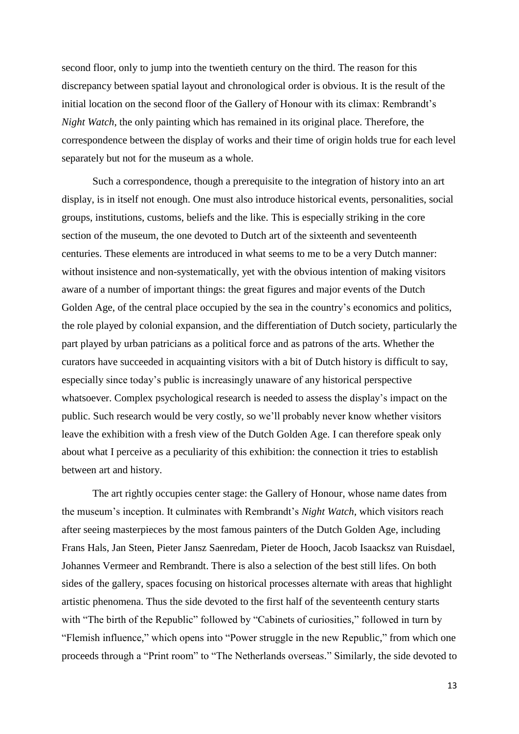second floor, only to jump into the twentieth century on the third. The reason for this discrepancy between spatial layout and chronological order is obvious. It is the result of the initial location on the second floor of the Gallery of Honour with its climax: Rembrandt's *Night Watch*, the only painting which has remained in its original place. Therefore, the correspondence between the display of works and their time of origin holds true for each level separately but not for the museum as a whole.

Such a correspondence, though a prerequisite to the integration of history into an art display, is in itself not enough. One must also introduce historical events, personalities, social groups, institutions, customs, beliefs and the like. This is especially striking in the core section of the museum, the one devoted to Dutch art of the sixteenth and seventeenth centuries. These elements are introduced in what seems to me to be a very Dutch manner: without insistence and non-systematically, yet with the obvious intention of making visitors aware of a number of important things: the great figures and major events of the Dutch Golden Age, of the central place occupied by the sea in the country's economics and politics, the role played by colonial expansion, and the differentiation of Dutch society, particularly the part played by urban patricians as a political force and as patrons of the arts. Whether the curators have succeeded in acquainting visitors with a bit of Dutch history is difficult to say, especially since today's public is increasingly unaware of any historical perspective whatsoever. Complex psychological research is needed to assess the display's impact on the public. Such research would be very costly, so we'll probably never know whether visitors leave the exhibition with a fresh view of the Dutch Golden Age. I can therefore speak only about what I perceive as a peculiarity of this exhibition: the connection it tries to establish between art and history.

The art rightly occupies center stage: the Gallery of Honour, whose name dates from the museum's inception. It culminates with Rembrandt's *Night Watch*, which visitors reach after seeing masterpieces by the most famous painters of the Dutch Golden Age, including Frans Hals, Jan Steen, Pieter Jansz Saenredam, Pieter de Hooch, Jacob Isaacksz van Ruisdael, Johannes Vermeer and Rembrandt. There is also a selection of the best still lifes. On both sides of the gallery, spaces focusing on historical processes alternate with areas that highlight artistic phenomena. Thus the side devoted to the first half of the seventeenth century starts with "The birth of the Republic" followed by "Cabinets of curiosities," followed in turn by "Flemish influence," which opens into "Power struggle in the new Republic," from which one proceeds through a "Print room" to "The Netherlands overseas." Similarly, the side devoted to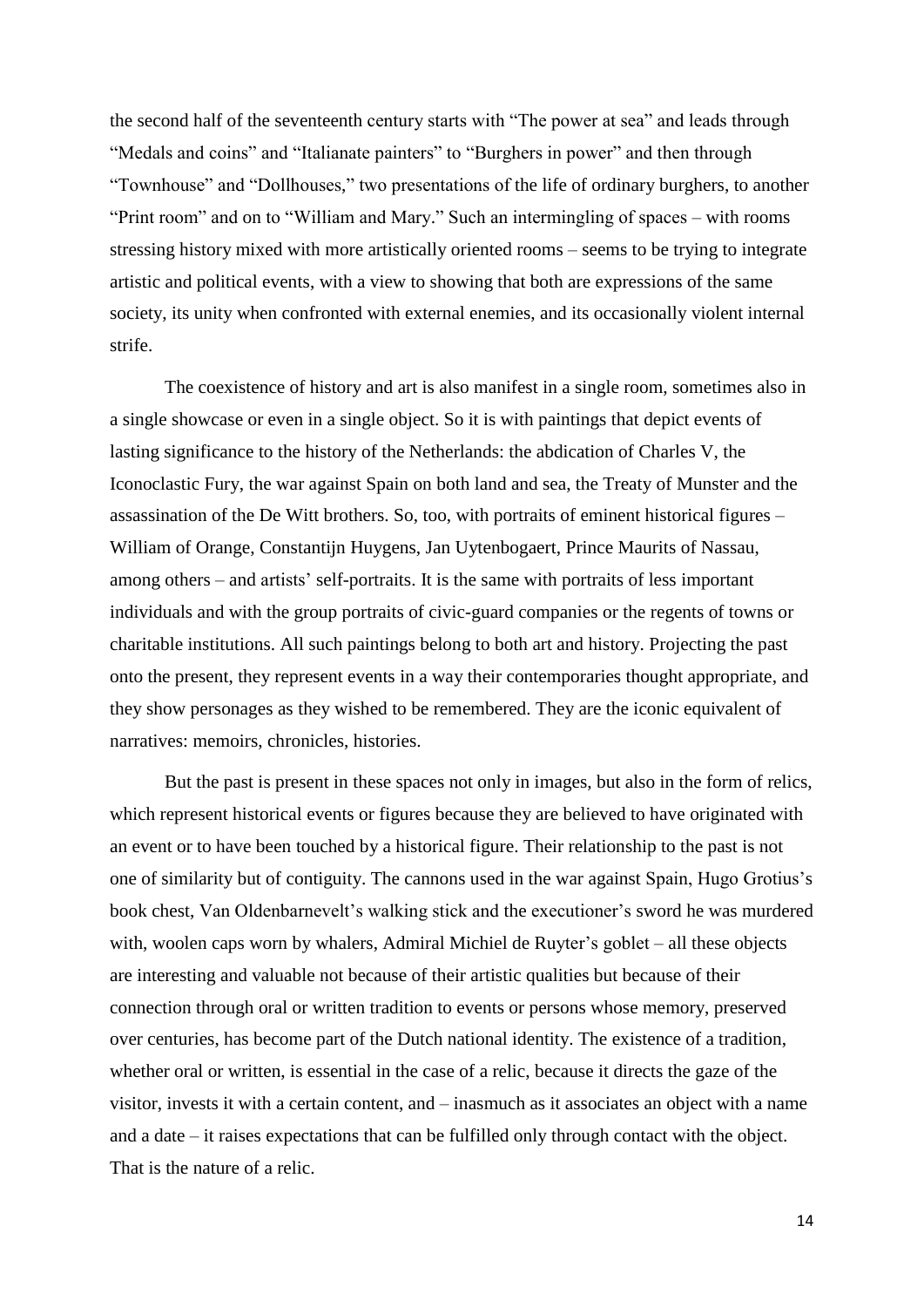the second half of the seventeenth century starts with "The power at sea" and leads through "Medals and coins" and "Italianate painters" to "Burghers in power" and then through "Townhouse" and "Dollhouses," two presentations of the life of ordinary burghers, to another "Print room" and on to "William and Mary." Such an intermingling of spaces – with rooms stressing history mixed with more artistically oriented rooms – seems to be trying to integrate artistic and political events, with a view to showing that both are expressions of the same society, its unity when confronted with external enemies, and its occasionally violent internal strife.

The coexistence of history and art is also manifest in a single room, sometimes also in a single showcase or even in a single object. So it is with paintings that depict events of lasting significance to the history of the Netherlands: the abdication of Charles V, the Iconoclastic Fury, the war against Spain on both land and sea, the Treaty of Munster and the assassination of the De Witt brothers. So, too, with portraits of eminent historical figures – William of Orange, Constantijn Huygens, Jan Uytenbogaert, Prince Maurits of Nassau, among others – and artists' self-portraits. It is the same with portraits of less important individuals and with the group portraits of civic-guard companies or the regents of towns or charitable institutions. All such paintings belong to both art and history. Projecting the past onto the present, they represent events in a way their contemporaries thought appropriate, and they show personages as they wished to be remembered. They are the iconic equivalent of narratives: memoirs, chronicles, histories.

But the past is present in these spaces not only in images, but also in the form of relics, which represent historical events or figures because they are believed to have originated with an event or to have been touched by a historical figure. Their relationship to the past is not one of similarity but of contiguity. The cannons used in the war against Spain, Hugo Grotius's book chest, Van Oldenbarnevelt's walking stick and the executioner's sword he was murdered with, woolen caps worn by whalers, Admiral Michiel de Ruyter's goblet – all these objects are interesting and valuable not because of their artistic qualities but because of their connection through oral or written tradition to events or persons whose memory, preserved over centuries, has become part of the Dutch national identity. The existence of a tradition, whether oral or written, is essential in the case of a relic, because it directs the gaze of the visitor, invests it with a certain content, and – inasmuch as it associates an object with a name and a date – it raises expectations that can be fulfilled only through contact with the object. That is the nature of a relic.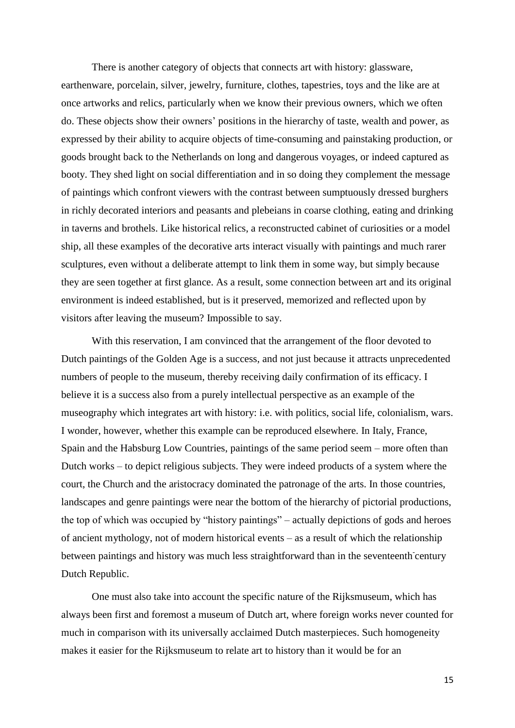There is another category of objects that connects art with history: glassware, earthenware, porcelain, silver, jewelry, furniture, clothes, tapestries, toys and the like are at once artworks and relics, particularly when we know their previous owners, which we often do. These objects show their owners' positions in the hierarchy of taste, wealth and power, as expressed by their ability to acquire objects of time-consuming and painstaking production, or goods brought back to the Netherlands on long and dangerous voyages, or indeed captured as booty. They shed light on social differentiation and in so doing they complement the message of paintings which confront viewers with the contrast between sumptuously dressed burghers in richly decorated interiors and peasants and plebeians in coarse clothing, eating and drinking in taverns and brothels. Like historical relics, a reconstructed cabinet of curiosities or a model ship, all these examples of the decorative arts interact visually with paintings and much rarer sculptures, even without a deliberate attempt to link them in some way, but simply because they are seen together at first glance. As a result, some connection between art and its original environment is indeed established, but is it preserved, memorized and reflected upon by visitors after leaving the museum? Impossible to say.

With this reservation, I am convinced that the arrangement of the floor devoted to Dutch paintings of the Golden Age is a success, and not just because it attracts unprecedented numbers of people to the museum, thereby receiving daily confirmation of its efficacy. I believe it is a success also from a purely intellectual perspective as an example of the museography which integrates art with history: i.e. with politics, social life, colonialism, wars. I wonder, however, whether this example can be reproduced elsewhere. In Italy, France, Spain and the Habsburg Low Countries, paintings of the same period seem – more often than Dutch works – to depict religious subjects. They were indeed products of a system where the court, the Church and the aristocracy dominated the patronage of the arts. In those countries, landscapes and genre paintings were near the bottom of the hierarchy of pictorial productions, the top of which was occupied by "history paintings" – actually depictions of gods and heroes of ancient mythology, not of modern historical events – as a result of which the relationship between paintings and history was much less straightforward than in the seventeenth-century Dutch Republic.

One must also take into account the specific nature of the Rijksmuseum, which has always been first and foremost a museum of Dutch art, where foreign works never counted for much in comparison with its universally acclaimed Dutch masterpieces. Such homogeneity makes it easier for the Rijksmuseum to relate art to history than it would be for an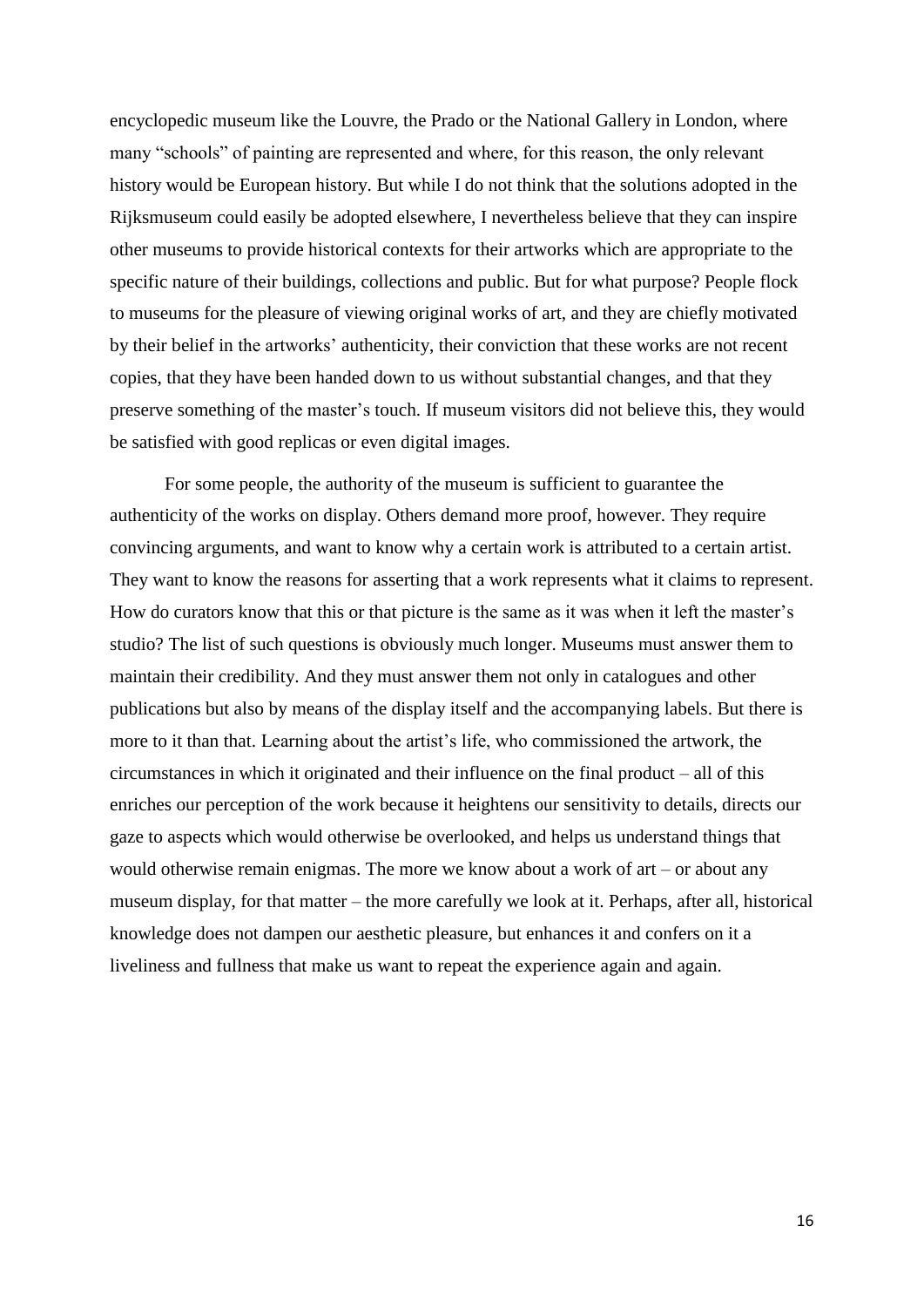encyclopedic museum like the Louvre, the Prado or the National Gallery in London, where many "schools" of painting are represented and where, for this reason, the only relevant history would be European history. But while I do not think that the solutions adopted in the Rijksmuseum could easily be adopted elsewhere, I nevertheless believe that they can inspire other museums to provide historical contexts for their artworks which are appropriate to the specific nature of their buildings, collections and public. But for what purpose? People flock to museums for the pleasure of viewing original works of art, and they are chiefly motivated by their belief in the artworks' authenticity, their conviction that these works are not recent copies, that they have been handed down to us without substantial changes, and that they preserve something of the master's touch. If museum visitors did not believe this, they would be satisfied with good replicas or even digital images.

For some people, the authority of the museum is sufficient to guarantee the authenticity of the works on display. Others demand more proof, however. They require convincing arguments, and want to know why a certain work is attributed to a certain artist. They want to know the reasons for asserting that a work represents what it claims to represent. How do curators know that this or that picture is the same as it was when it left the master's studio? The list of such questions is obviously much longer. Museums must answer them to maintain their credibility. And they must answer them not only in catalogues and other publications but also by means of the display itself and the accompanying labels. But there is more to it than that. Learning about the artist's life, who commissioned the artwork, the circumstances in which it originated and their influence on the final product – all of this enriches our perception of the work because it heightens our sensitivity to details, directs our gaze to aspects which would otherwise be overlooked, and helps us understand things that would otherwise remain enigmas. The more we know about a work of art – or about any museum display, for that matter – the more carefully we look at it. Perhaps, after all, historical knowledge does not dampen our aesthetic pleasure, but enhances it and confers on it a liveliness and fullness that make us want to repeat the experience again and again.